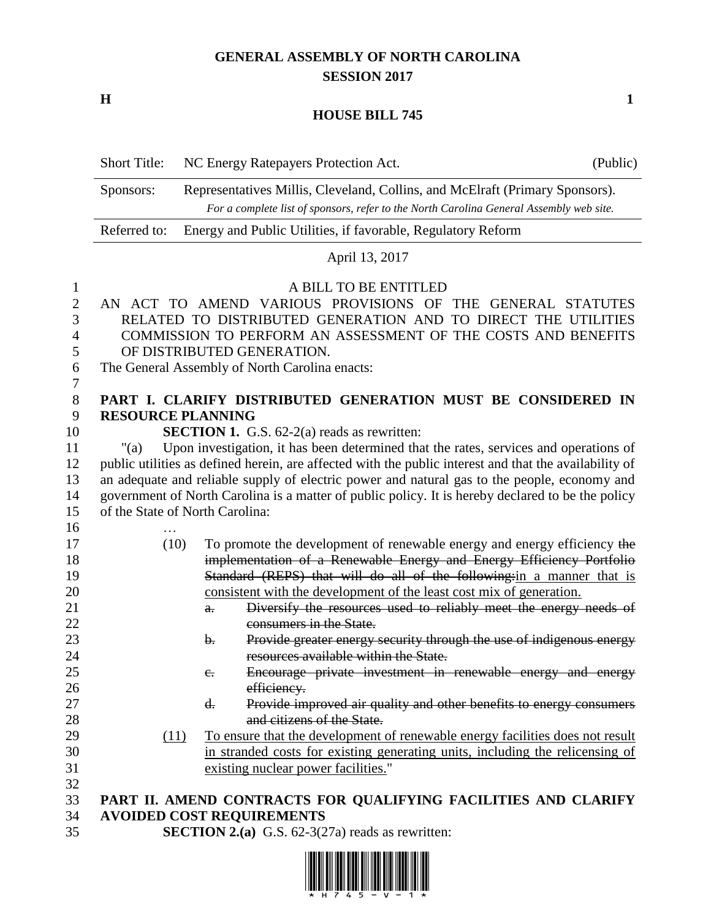# GENERAL ASSEMBLY OF NORTH CAROLINA
## SESSION 2017

**H** **1**

## HOUSE BILL 745

| | | |
|---|---|---|
| Short Title: | NC Energy Ratepayers Protection Act. | (Public) |
| Sponsors: | Representatives Millis, Cleveland, Collins, and McElraft (Primary Sponsors). *For a complete list of sponsors, refer to the North Carolina General Assembly web site.* | |
| Referred to: | Energy and Public Utilities, if favorable, Regulatory Reform | |

April 13, 2017

A BILL TO BE ENTITLED

AN ACT TO AMEND VARIOUS PROVISIONS OF THE GENERAL STATUTES RELATED TO DISTRIBUTED GENERATION AND TO DIRECT THE UTILITIES COMMISSION TO PERFORM AN ASSESSMENT OF THE COSTS AND BENEFITS OF DISTRIBUTED GENERATION.

The General Assembly of North Carolina enacts:

**PART I. CLARIFY DISTRIBUTED GENERATION MUST BE CONSIDERED IN RESOURCE PLANNING**

**SECTION 1.** G.S. 62-2(a) reads as rewritten:

"(a) Upon investigation, it has been determined that the rates, services and operations of public utilities as defined herein, are affected with the public interest and that the availability of an adequate and reliable supply of electric power and natural gas to the people, economy and government of North Carolina is a matter of public policy. It is hereby declared to be the policy of the State of North Carolina:

…

(10) To promote the development of renewable energy and energy efficiency ~~the implementation of a Renewable Energy and Energy Efficiency Portfolio Standard (REPS) that will do all of the following:~~in a manner that is consistent with the development of the least cost mix of generation.

~~a. Diversify the resources used to reliably meet the energy needs of consumers in the State.~~

~~b. Provide greater energy security through the use of indigenous energy resources available within the State.~~

~~c. Encourage private investment in renewable energy and energy efficiency.~~

~~d. Provide improved air quality and other benefits to energy consumers and citizens of the State.~~

(11) To ensure that the development of renewable energy facilities does not result in stranded costs for existing generating units, including the relicensing of existing nuclear power facilities."

**PART II. AMEND CONTRACTS FOR QUALIFYING FACILITIES AND CLARIFY AVOIDED COST REQUIREMENTS**

**SECTION 2.(a)** G.S. 62-3(27a) reads as rewritten: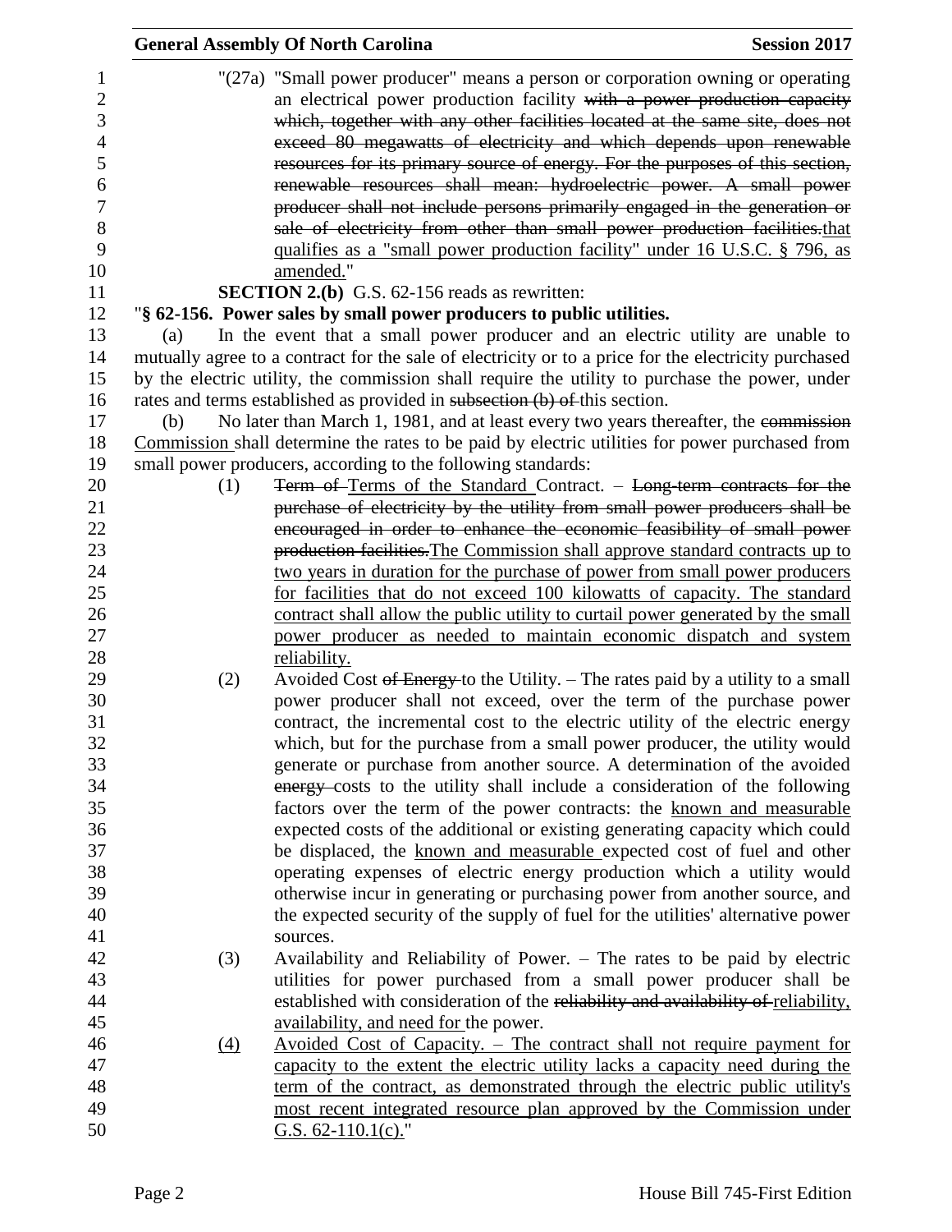"(27a) "Small power producer" means a person or corporation owning or operating an electrical power production facility ~~with a power production capacity which, together with any other facilities located at the same site, does not exceed 80 megawatts of electricity and which depends upon renewable resources for its primary source of energy. For the purposes of this section, renewable resources shall mean: hydroelectric power. A small power producer shall not include persons primarily engaged in the generation or sale of electricity from other than small power production facilities.~~that qualifies as a "small power production facility" under 16 U.S.C. § 796, as amended."

**SECTION 2.(b)** G.S. 62-156 reads as rewritten:

"**§ 62-156. Power sales by small power producers to public utilities.**

(a) In the event that a small power producer and an electric utility are unable to mutually agree to a contract for the sale of electricity or to a price for the electricity purchased by the electric utility, the commission shall require the utility to purchase the power, under rates and terms established as provided in ~~subsection (b) of~~ this section.

(b) No later than March 1, 1981, and at least every two years thereafter, the ~~commission~~ Commission shall determine the rates to be paid by electric utilities for power purchased from small power producers, according to the following standards:

(1) ~~Term of~~ Terms of the Standard Contract. – ~~Long-term contracts for the purchase of electricity by the utility from small power producers shall be encouraged in order to enhance the economic feasibility of small power production facilities.~~The Commission shall approve standard contracts up to two years in duration for the purchase of power from small power producers for facilities that do not exceed 100 kilowatts of capacity. The standard contract shall allow the public utility to curtail power generated by the small power producer as needed to maintain economic dispatch and system reliability.

(2) Avoided Cost ~~of Energy~~ to the Utility. – The rates paid by a utility to a small power producer shall not exceed, over the term of the purchase power contract, the incremental cost to the electric utility of the electric energy which, but for the purchase from a small power producer, the utility would generate or purchase from another source. A determination of the avoided ~~energy~~ costs to the utility shall include a consideration of the following factors over the term of the power contracts: the known and measurable expected costs of the additional or existing generating capacity which could be displaced, the known and measurable expected cost of fuel and other operating expenses of electric energy production which a utility would otherwise incur in generating or purchasing power from another source, and the expected security of the supply of fuel for the utilities' alternative power sources.

(3) Availability and Reliability of Power. – The rates to be paid by electric utilities for power purchased from a small power producer shall be established with consideration of the ~~reliability and availability of~~ reliability, availability, and need for the power.

(4) Avoided Cost of Capacity. – The contract shall not require payment for capacity to the extent the electric utility lacks a capacity need during the term of the contract, as demonstrated through the electric public utility's most recent integrated resource plan approved by the Commission under G.S. 62-110.1(c)."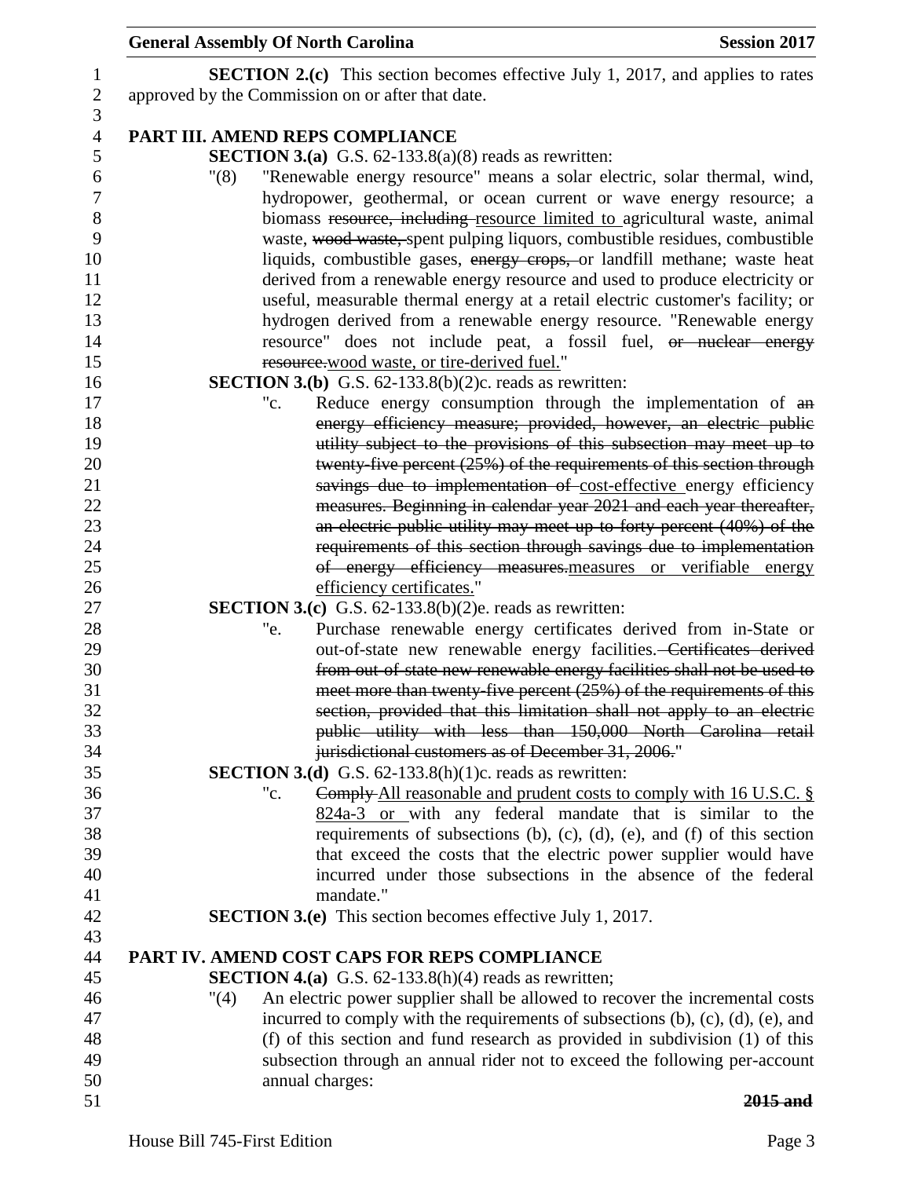**SECTION 2.(c)** This section becomes effective July 1, 2017, and applies to rates approved by the Commission on or after that date.

**PART III. AMEND REPS COMPLIANCE**

**SECTION 3.(a)** G.S. 62-133.8(a)(8) reads as rewritten:

"(8) "Renewable energy resource" means a solar electric, solar thermal, wind, hydropower, geothermal, or ocean current or wave energy resource; a biomass ~~resource, including~~ resource limited to agricultural waste, animal waste, ~~wood waste,~~ spent pulping liquors, combustible residues, combustible liquids, combustible gases, ~~energy crops,~~ or landfill methane; waste heat derived from a renewable energy resource and used to produce electricity or useful, measurable thermal energy at a retail electric customer's facility; or hydrogen derived from a renewable energy resource. "Renewable energy resource" does not include peat, a fossil fuel, ~~or nuclear energy resource.~~wood waste, or tire-derived fuel."

**SECTION 3.(b)** G.S. 62-133.8(b)(2)c. reads as rewritten:

"c. Reduce energy consumption through the implementation of ~~an energy efficiency measure; provided, however, an electric public utility subject to the provisions of this subsection may meet up to twenty-five percent (25%) of the requirements of this section through savings due to implementation of~~ cost-effective energy efficiency ~~measures. Beginning in calendar year 2021 and each year thereafter, an electric public utility may meet up to forty percent (40%) of the requirements of this section through savings due to implementation of energy efficiency measures.~~measures or verifiable energy efficiency certificates."

**SECTION 3.(c)** G.S. 62-133.8(b)(2)e. reads as rewritten:

"e. Purchase renewable energy certificates derived from in-State or out-of-state new renewable energy facilities. ~~Certificates derived from out-of-state new renewable energy facilities shall not be used to meet more than twenty-five percent (25%) of the requirements of this section, provided that this limitation shall not apply to an electric public utility with less than 150,000 North Carolina retail jurisdictional customers as of December 31, 2006.~~"

**SECTION 3.(d)** G.S. 62-133.8(h)(1)c. reads as rewritten:

"c. ~~Comply~~ All reasonable and prudent costs to comply with 16 U.S.C. § 824a-3 or with any federal mandate that is similar to the requirements of subsections (b), (c), (d), (e), and (f) of this section that exceed the costs that the electric power supplier would have incurred under those subsections in the absence of the federal mandate."

**SECTION 3.(e)** This section becomes effective July 1, 2017.

**PART IV. AMEND COST CAPS FOR REPS COMPLIANCE**

**SECTION 4.(a)** G.S. 62-133.8(h)(4) reads as rewritten;

"(4) An electric power supplier shall be allowed to recover the incremental costs incurred to comply with the requirements of subsections (b), (c), (d), (e), and (f) of this section and fund research as provided in subdivision (1) of this subsection through an annual rider not to exceed the following per-account annual charges:

~~**2015 and**~~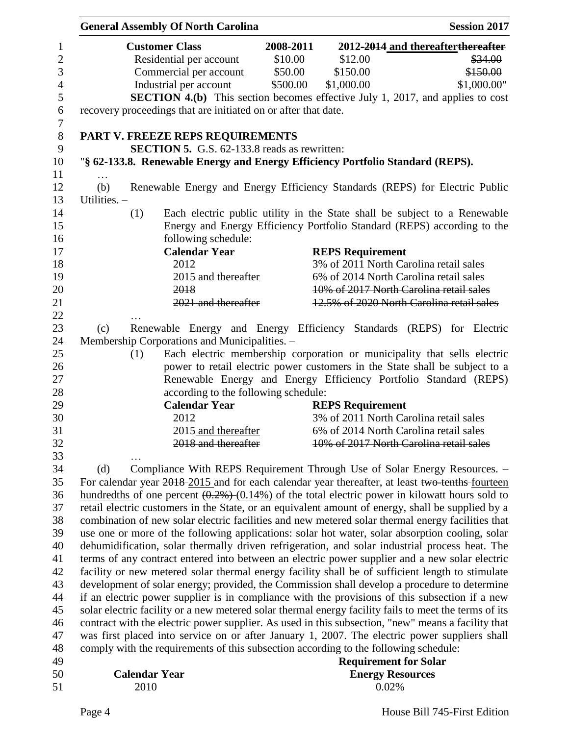| Customer Class | 2008-2011 | 2012-~~2014~~ and thereafter | ~~thereafter~~ |
|---|---|---|---|
| Residential per account | $10.00 | $12.00 | ~~$34.00~~ |
| Commercial per account | $50.00 | $150.00 | ~~$150.00~~ |
| Industrial per account | $500.00 | $1,000.00 | ~~$1,000.00~~" |

**SECTION 4.(b)** This section becomes effective July 1, 2017, and applies to cost recovery proceedings that are initiated on or after that date.

## PART V. FREEZE REPS REQUIREMENTS

**SECTION 5.** G.S. 62-133.8 reads as rewritten:

"**§ 62-133.8. Renewable Energy and Energy Efficiency Portfolio Standard (REPS).**

…

(b) Renewable Energy and Energy Efficiency Standards (REPS) for Electric Public Utilities. –

(1) Each electric public utility in the State shall be subject to a Renewable Energy and Energy Efficiency Portfolio Standard (REPS) according to the following schedule:

| Calendar Year | REPS Requirement |
|---|---|
| 2012 | 3% of 2011 North Carolina retail sales |
| 2015 and thereafter | 6% of 2014 North Carolina retail sales |
| ~~2018~~ | ~~10% of 2017 North Carolina retail sales~~ |
| ~~2021 and thereafter~~ | ~~12.5% of 2020 North Carolina retail sales~~ |

…

(c) Renewable Energy and Energy Efficiency Standards (REPS) for Electric Membership Corporations and Municipalities. –

(1) Each electric membership corporation or municipality that sells electric power to retail electric power customers in the State shall be subject to a Renewable Energy and Energy Efficiency Portfolio Standard (REPS) according to the following schedule:

| Calendar Year | REPS Requirement |
|---|---|
| 2012 | 3% of 2011 North Carolina retail sales |
| 2015 and thereafter | 6% of 2014 North Carolina retail sales |
| ~~2018 and thereafter~~ | ~~10% of 2017 North Carolina retail sales~~ |

…

(d) Compliance With REPS Requirement Through Use of Solar Energy Resources. – For calendar year ~~2018~~ 2015 and for each calendar year thereafter, at least ~~two-tenths~~ fourteen hundredths of one percent ~~(0.2%)~~ (0.14%) of the total electric power in kilowatt hours sold to retail electric customers in the State, or an equivalent amount of energy, shall be supplied by a combination of new solar electric facilities and new metered solar thermal energy facilities that use one or more of the following applications: solar hot water, solar absorption cooling, solar dehumidification, solar thermally driven refrigeration, and solar industrial process heat. The terms of any contract entered into between an electric power supplier and a new solar electric facility or new metered solar thermal energy facility shall be of sufficient length to stimulate development of solar energy; provided, the Commission shall develop a procedure to determine if an electric power supplier is in compliance with the provisions of this subsection if a new solar electric facility or a new metered solar thermal energy facility fails to meet the terms of its contract with the electric power supplier. As used in this subsection, "new" means a facility that was first placed into service on or after January 1, 2007. The electric power suppliers shall comply with the requirements of this subsection according to the following schedule:

| Calendar Year | Requirement for Solar Energy Resources |
|---|---|
| 2010 | 0.02% |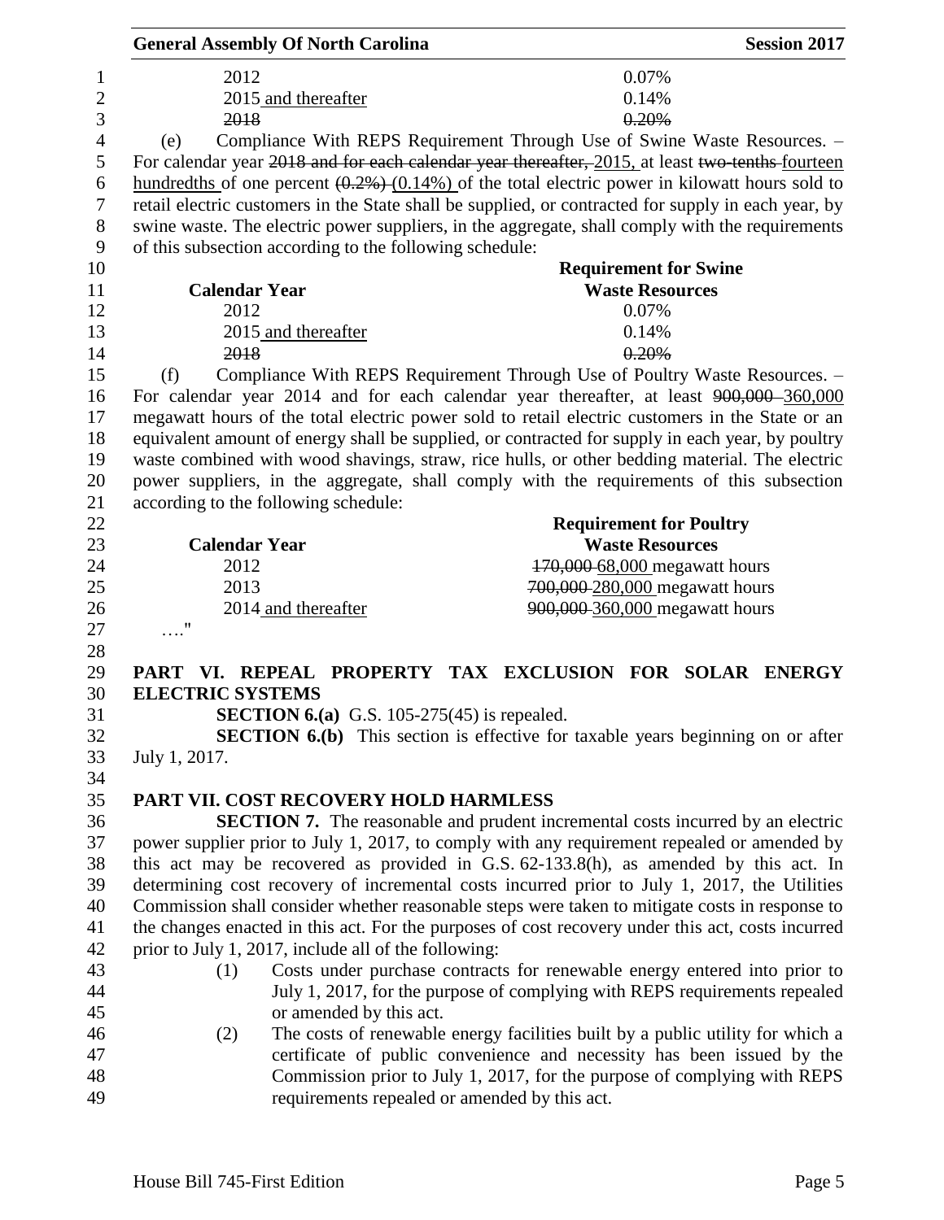| | |
|---|---|
| 2012 | 0.07% |
| 2015 and thereafter | 0.14% |
| ~~2018~~ | ~~0.20%~~ |

(e) Compliance With REPS Requirement Through Use of Swine Waste Resources. – For calendar year ~~2018 and for each calendar year thereafter,~~ 2015, at least ~~two-tenths~~ fourteen hundredths of one percent ~~(0.2%)~~ (0.14%) of the total electric power in kilowatt hours sold to retail electric customers in the State shall be supplied, or contracted for supply in each year, by swine waste. The electric power suppliers, in the aggregate, shall comply with the requirements of this subsection according to the following schedule:

| Calendar Year | Requirement for Swine Waste Resources |
|---|---|
| 2012 | 0.07% |
| 2015 and thereafter | 0.14% |
| ~~2018~~ | ~~0.20%~~ |

(f) Compliance With REPS Requirement Through Use of Poultry Waste Resources. – For calendar year 2014 and for each calendar year thereafter, at least ~~900,000~~ 360,000 megawatt hours of the total electric power sold to retail electric customers in the State or an equivalent amount of energy shall be supplied, or contracted for supply in each year, by poultry waste combined with wood shavings, straw, rice hulls, or other bedding material. The electric power suppliers, in the aggregate, shall comply with the requirements of this subsection according to the following schedule:

| Calendar Year | Requirement for Poultry Waste Resources |
|---|---|
| 2012 | ~~170,000~~ 68,000 megawatt hours |
| 2013 | ~~700,000~~ 280,000 megawatt hours |
| 2014 and thereafter | ~~900,000~~ 360,000 megawatt hours |

…."

## PART VI. REPEAL PROPERTY TAX EXCLUSION FOR SOLAR ENERGY ELECTRIC SYSTEMS

**SECTION 6.(a)** G.S. 105-275(45) is repealed.

**SECTION 6.(b)** This section is effective for taxable years beginning on or after July 1, 2017.

## PART VII. COST RECOVERY HOLD HARMLESS

**SECTION 7.** The reasonable and prudent incremental costs incurred by an electric power supplier prior to July 1, 2017, to comply with any requirement repealed or amended by this act may be recovered as provided in G.S. 62-133.8(h), as amended by this act. In determining cost recovery of incremental costs incurred prior to July 1, 2017, the Utilities Commission shall consider whether reasonable steps were taken to mitigate costs in response to the changes enacted in this act. For the purposes of cost recovery under this act, costs incurred prior to July 1, 2017, include all of the following:

(1) Costs under purchase contracts for renewable energy entered into prior to July 1, 2017, for the purpose of complying with REPS requirements repealed or amended by this act.

(2) The costs of renewable energy facilities built by a public utility for which a certificate of public convenience and necessity has been issued by the Commission prior to July 1, 2017, for the purpose of complying with REPS requirements repealed or amended by this act.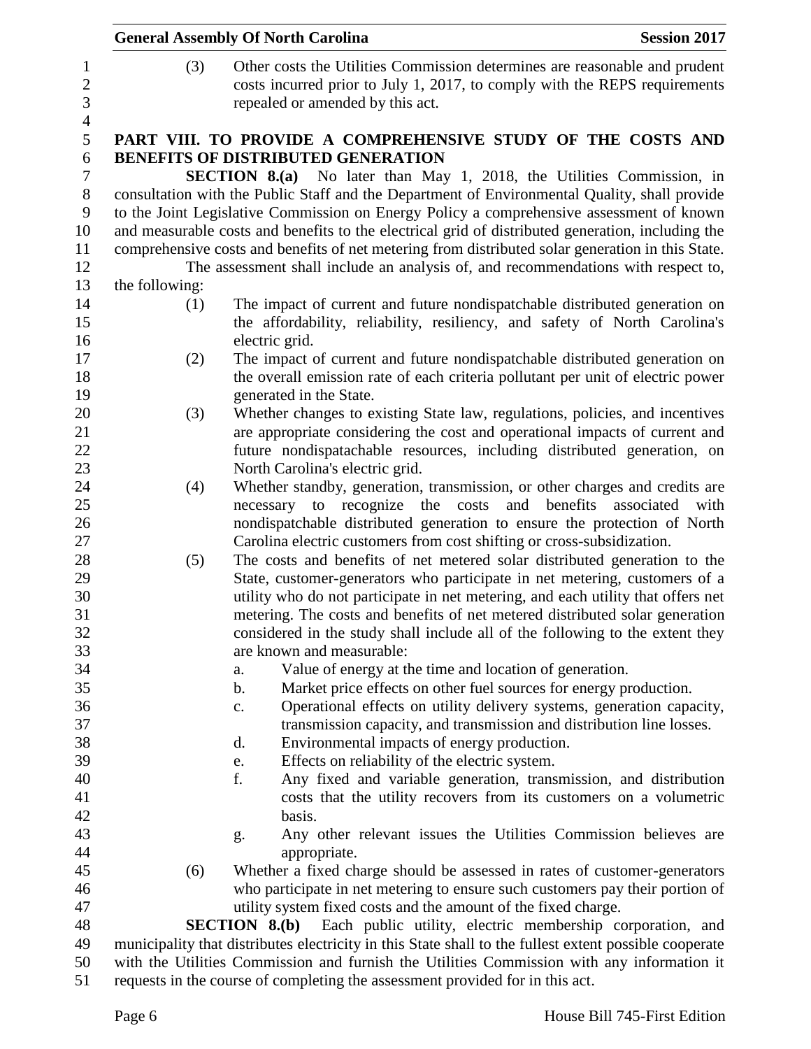(3) Other costs the Utilities Commission determines are reasonable and prudent costs incurred prior to July 1, 2017, to comply with the REPS requirements repealed or amended by this act.

## PART VIII. TO PROVIDE A COMPREHENSIVE STUDY OF THE COSTS AND BENEFITS OF DISTRIBUTED GENERATION

**SECTION 8.(a)** No later than May 1, 2018, the Utilities Commission, in consultation with the Public Staff and the Department of Environmental Quality, shall provide to the Joint Legislative Commission on Energy Policy a comprehensive assessment of known and measurable costs and benefits to the electrical grid of distributed generation, including the comprehensive costs and benefits of net metering from distributed solar generation in this State.

The assessment shall include an analysis of, and recommendations with respect to, the following:

(1) The impact of current and future nondispatchable distributed generation on the affordability, reliability, resiliency, and safety of North Carolina's electric grid.

(2) The impact of current and future nondispatchable distributed generation on the overall emission rate of each criteria pollutant per unit of electric power generated in the State.

(3) Whether changes to existing State law, regulations, policies, and incentives are appropriate considering the cost and operational impacts of current and future nondispatachable resources, including distributed generation, on North Carolina's electric grid.

(4) Whether standby, generation, transmission, or other charges and credits are necessary to recognize the costs and benefits associated with nondispatchable distributed generation to ensure the protection of North Carolina electric customers from cost shifting or cross-subsidization.

(5) The costs and benefits of net metered solar distributed generation to the State, customer-generators who participate in net metering, customers of a utility who do not participate in net metering, and each utility that offers net metering. The costs and benefits of net metered distributed solar generation considered in the study shall include all of the following to the extent they are known and measurable:

   a. Value of energy at the time and location of generation.
   b. Market price effects on other fuel sources for energy production.
   c. Operational effects on utility delivery systems, generation capacity, transmission capacity, and transmission and distribution line losses.
   d. Environmental impacts of energy production.
   e. Effects on reliability of the electric system.
   f. Any fixed and variable generation, transmission, and distribution costs that the utility recovers from its customers on a volumetric basis.
   g. Any other relevant issues the Utilities Commission believes are appropriate.

(6) Whether a fixed charge should be assessed in rates of customer-generators who participate in net metering to ensure such customers pay their portion of utility system fixed costs and the amount of the fixed charge.

**SECTION 8.(b)** Each public utility, electric membership corporation, and municipality that distributes electricity in this State shall to the fullest extent possible cooperate with the Utilities Commission and furnish the Utilities Commission with any information it requests in the course of completing the assessment provided for in this act.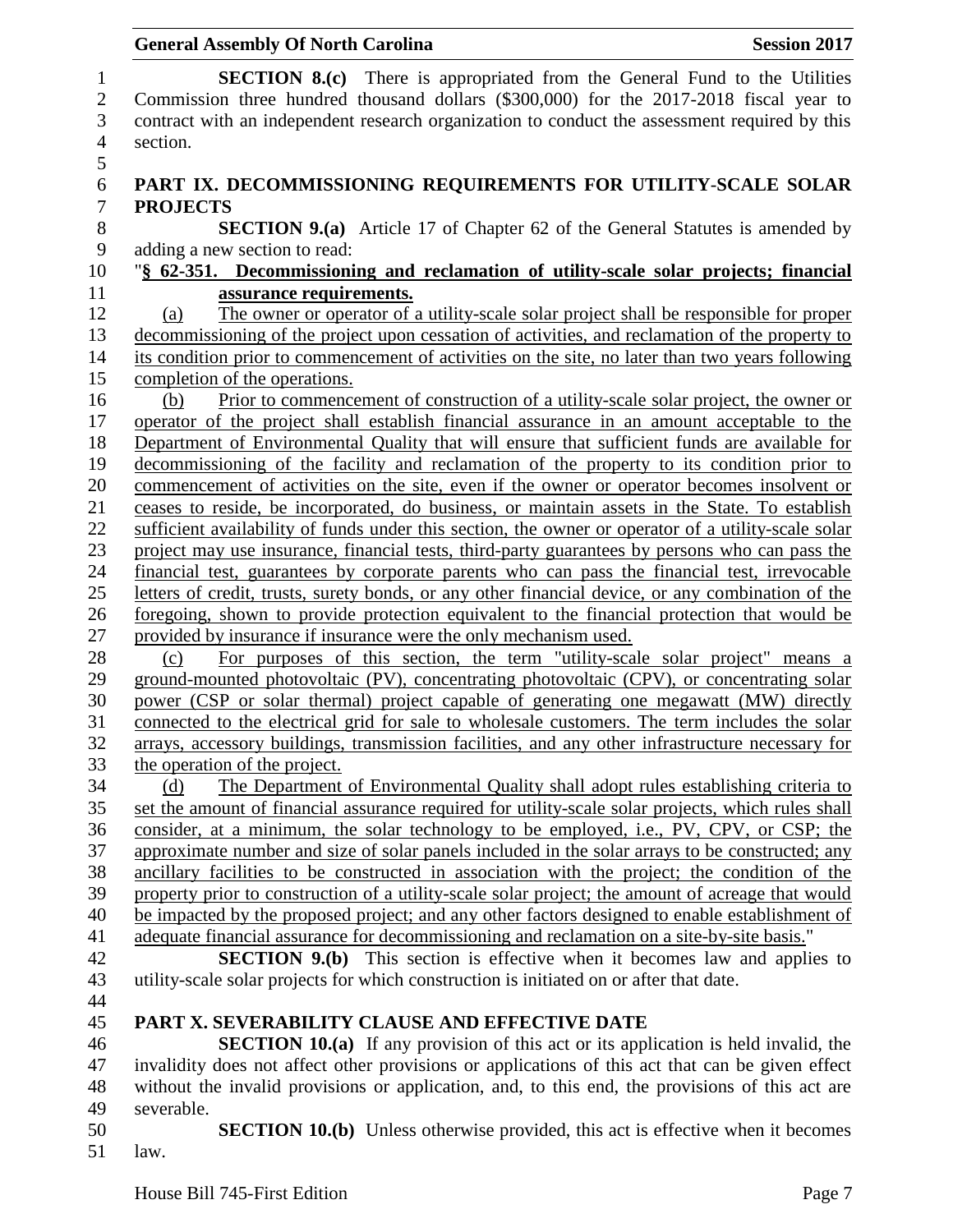**SECTION 8.(c)** There is appropriated from the General Fund to the Utilities Commission three hundred thousand dollars ($300,000) for the 2017-2018 fiscal year to contract with an independent research organization to conduct the assessment required by this section.

## PART IX. DECOMMISSIONING REQUIREMENTS FOR UTILITY-SCALE SOLAR PROJECTS

**SECTION 9.(a)** Article 17 of Chapter 62 of the General Statutes is amended by adding a new section to read:

"**§ 62-351. Decommissioning and reclamation of utility-scale solar projects; financial assurance requirements.**

(a) The owner or operator of a utility-scale solar project shall be responsible for proper decommissioning of the project upon cessation of activities, and reclamation of the property to its condition prior to commencement of activities on the site, no later than two years following completion of the operations.

(b) Prior to commencement of construction of a utility-scale solar project, the owner or operator of the project shall establish financial assurance in an amount acceptable to the Department of Environmental Quality that will ensure that sufficient funds are available for decommissioning of the facility and reclamation of the property to its condition prior to commencement of activities on the site, even if the owner or operator becomes insolvent or ceases to reside, be incorporated, do business, or maintain assets in the State. To establish sufficient availability of funds under this section, the owner or operator of a utility-scale solar project may use insurance, financial tests, third-party guarantees by persons who can pass the financial test, guarantees by corporate parents who can pass the financial test, irrevocable letters of credit, trusts, surety bonds, or any other financial device, or any combination of the foregoing, shown to provide protection equivalent to the financial protection that would be provided by insurance if insurance were the only mechanism used.

(c) For purposes of this section, the term "utility-scale solar project" means a ground-mounted photovoltaic (PV), concentrating photovoltaic (CPV), or concentrating solar power (CSP or solar thermal) project capable of generating one megawatt (MW) directly connected to the electrical grid for sale to wholesale customers. The term includes the solar arrays, accessory buildings, transmission facilities, and any other infrastructure necessary for the operation of the project.

(d) The Department of Environmental Quality shall adopt rules establishing criteria to set the amount of financial assurance required for utility-scale solar projects, which rules shall consider, at a minimum, the solar technology to be employed, i.e., PV, CPV, or CSP; the approximate number and size of solar panels included in the solar arrays to be constructed; any ancillary facilities to be constructed in association with the project; the condition of the property prior to construction of a utility-scale solar project; the amount of acreage that would be impacted by the proposed project; and any other factors designed to enable establishment of adequate financial assurance for decommissioning and reclamation on a site-by-site basis."

**SECTION 9.(b)** This section is effective when it becomes law and applies to utility-scale solar projects for which construction is initiated on or after that date.

## PART X. SEVERABILITY CLAUSE AND EFFECTIVE DATE

**SECTION 10.(a)** If any provision of this act or its application is held invalid, the invalidity does not affect other provisions or applications of this act that can be given effect without the invalid provisions or application, and, to this end, the provisions of this act are severable.

**SECTION 10.(b)** Unless otherwise provided, this act is effective when it becomes law.